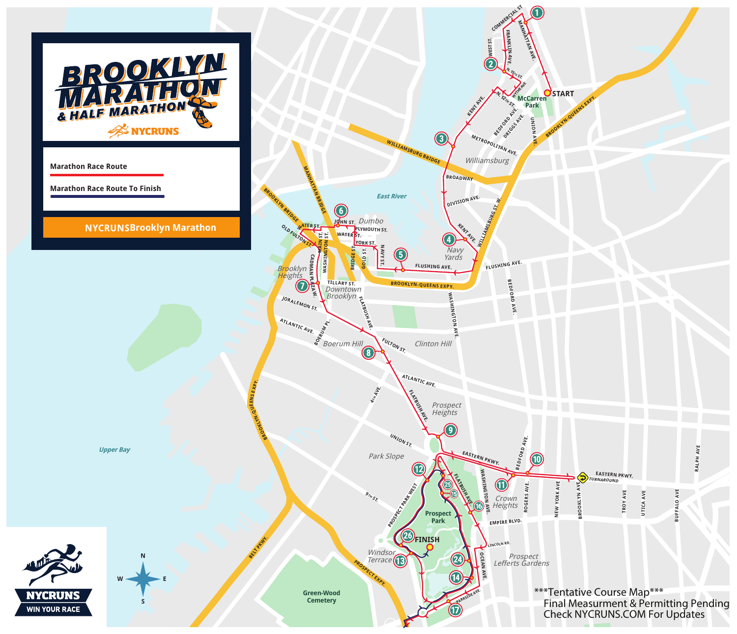# BROOKLYN MARATHON & HALF MARATHON

NYCRUNS

- Marathon Race Route
- Marathon Race Route To Finish

**NYCRUNS Brooklyn Marathon**

***Tentative Course Map***
Final Measurment & Permitting Pending
Check NYCRUNS.COM For Updates

NYCRUNS
WIN YOUR RACE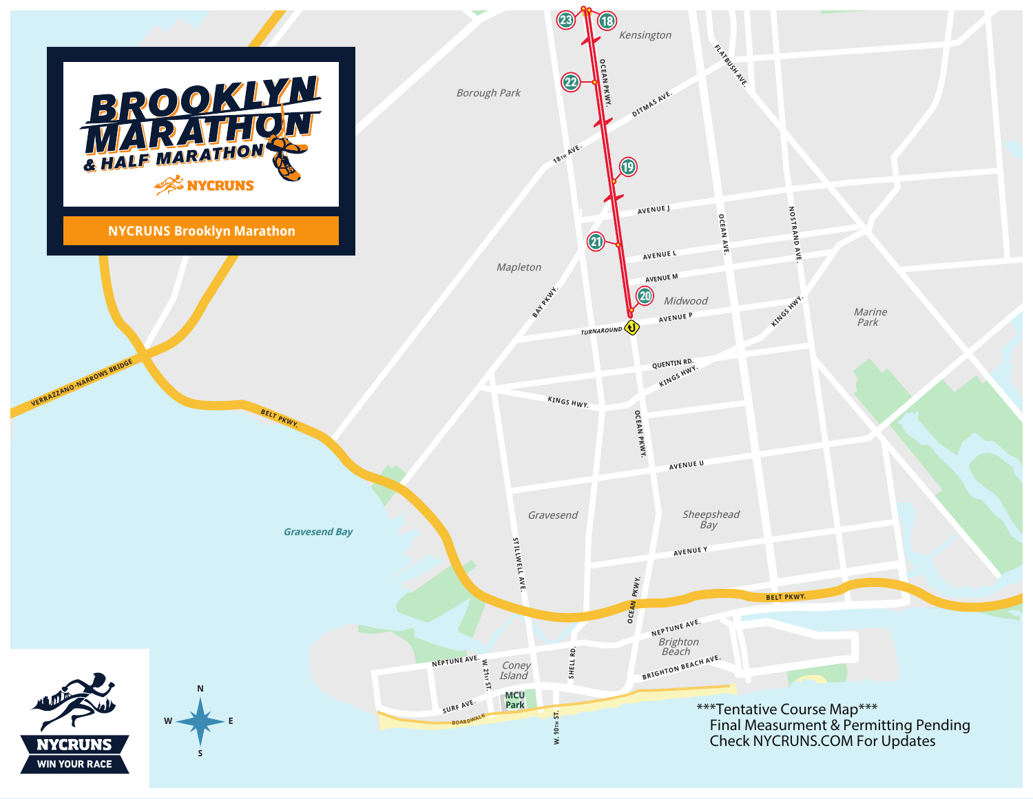# BROOKLYN MARATHON & HALF MARATHON

NYCRUNS

NYCRUNS Brooklyn Marathon

Kensington

Borough Park

Mapleton

Midwood

Marine Park

Gravesend

Sheepshead Bay

Gravesend Bay

Brighton Beach

Coney Island

MCU Park

OCEAN PKWY.

DITMAS AVE.

18TH AVE.

FLATBUSH AVE.

AVENUE J

AVENUE L

AVENUE M

AVENUE P

TURNAROUND

OCEAN AVE.

NOSTRAND AVE.

KINGS HWY.

BAY PKWY.

QUENTIN RD.

VERRAZZANO-NARROWS BRIDGE

BELT PKWY.

AVENUE U

AVENUE Y

STILLWELL AVE.

NEPTUNE AVE.

SHELL RD.

W. 21ST ST.

SURF AVE.

BOARDWALK

W. 10TH ST.

BRIGHTON BEACH AVE.

23 18 22 19 21 20

N W E S

NYCRUNS WIN YOUR RACE

***Tentative Course Map***
Final Measurment & Permitting Pending
Check NYCRUNS.COM For Updates